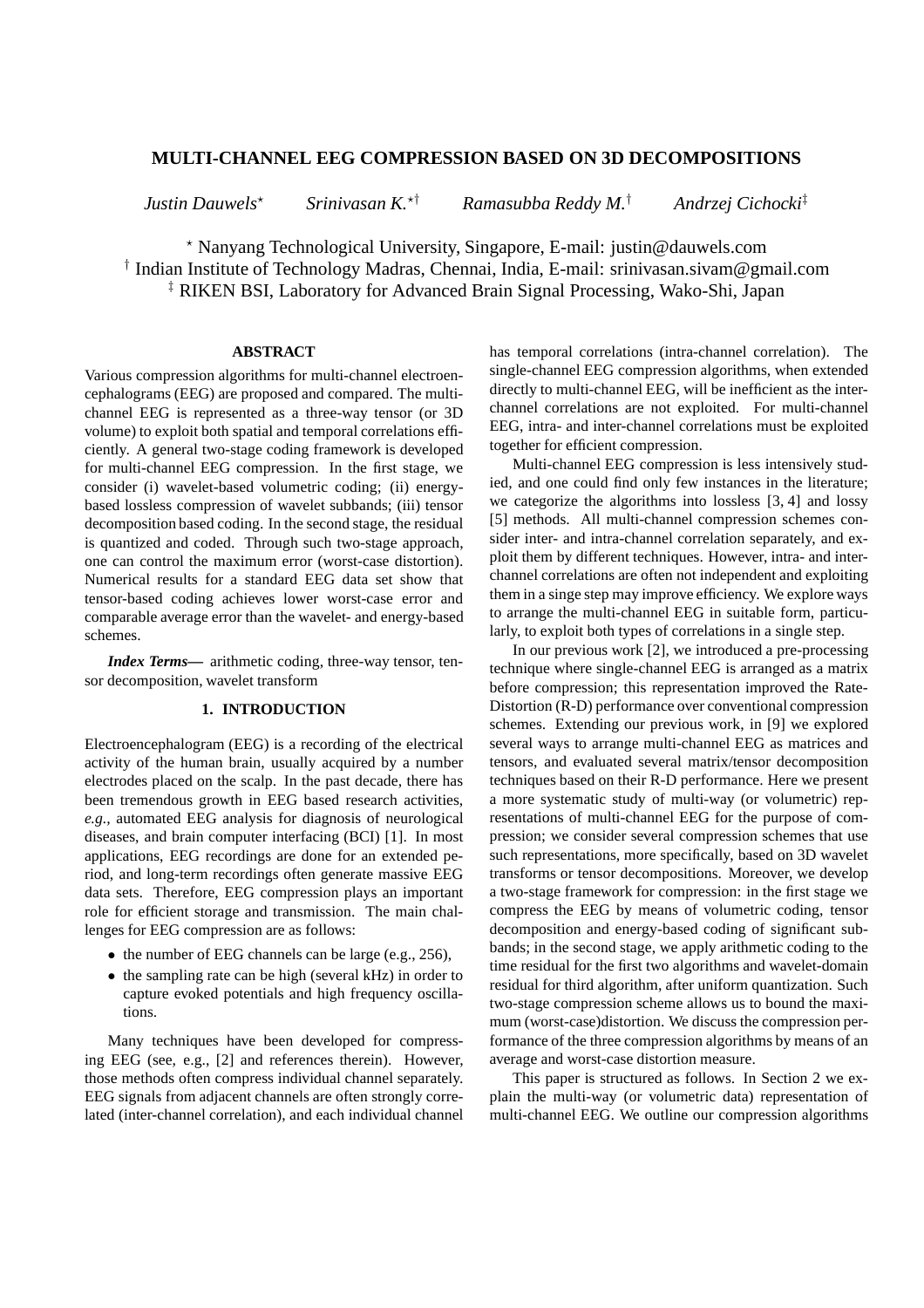# MULTI-CHANNEL EEG COMPRESSION BASED ON 3D DECOMPOSITIONS

*Justin Dauwels*[⋆] *Srinivasan K.*[⋆†] *Ramasubba Reddy M.*[†] *Andrzej Cichocki*[‡]

[⋆] Nanyang Technological University, Singapore, E-mail: justin@dauwels.com
[†] Indian Institute of Technology Madras, Chennai, India, E-mail: srinivasan.sivam@gmail.com
[‡] RIKEN BSI, Laboratory for Advanced Brain Signal Processing, Wako-Shi, Japan

## ABSTRACT

Various compression algorithms for multi-channel electroencephalograms (EEG) are proposed and compared. The multi-channel EEG is represented as a three-way tensor (or 3D volume) to exploit both spatial and temporal correlations efficiently. A general two-stage coding framework is developed for multi-channel EEG compression. In the first stage, we consider (i) wavelet-based volumetric coding; (ii) energy-based lossless compression of wavelet subbands; (iii) tensor decomposition based coding. In the second stage, the residual is quantized and coded. Through such two-stage approach, one can control the maximum error (worst-case distortion). Numerical results for a standard EEG data set show that tensor-based coding achieves lower worst-case error and comparable average error than the wavelet- and energy-based schemes.

***Index Terms*—** arithmetic coding, three-way tensor, tensor decomposition, wavelet transform

## 1. INTRODUCTION

Electroencephalogram (EEG) is a recording of the electrical activity of the human brain, usually acquired by a number electrodes placed on the scalp. In the past decade, there has been tremendous growth in EEG based research activities, *e.g.*, automated EEG analysis for diagnosis of neurological diseases, and brain computer interfacing (BCI) [1]. In most applications, EEG recordings are done for an extended period, and long-term recordings often generate massive EEG data sets. Therefore, EEG compression plays an important role for efficient storage and transmission. The main challenges for EEG compression are as follows:

- the number of EEG channels can be large (e.g., 256),
- the sampling rate can be high (several kHz) in order to capture evoked potentials and high frequency oscillations.

Many techniques have been developed for compressing EEG (see, e.g., [2] and references therein). However, those methods often compress individual channel separately. EEG signals from adjacent channels are often strongly correlated (inter-channel correlation), and each individual channel has temporal correlations (intra-channel correlation). The single-channel EEG compression algorithms, when extended directly to multi-channel EEG, will be inefficient as the inter-channel correlations are not exploited. For multi-channel EEG, intra- and inter-channel correlations must be exploited together for efficient compression.

Multi-channel EEG compression is less intensively studied, and one could find only few instances in the literature; we categorize the algorithms into lossless [3, 4] and lossy [5] methods. All multi-channel compression schemes consider inter- and intra-channel correlation separately, and exploit them by different techniques. However, intra- and inter-channel correlations are often not independent and exploiting them in a singe step may improve efficiency. We explore ways to arrange the multi-channel EEG in suitable form, particularly, to exploit both types of correlations in a single step.

In our previous work [2], we introduced a pre-processing technique where single-channel EEG is arranged as a matrix before compression; this representation improved the Rate-Distortion (R-D) performance over conventional compression schemes. Extending our previous work, in [9] we explored several ways to arrange multi-channel EEG as matrices and tensors, and evaluated several matrix/tensor decomposition techniques based on their R-D performance. Here we present a more systematic study of multi-way (or volumetric) representations of multi-channel EEG for the purpose of compression; we consider several compression schemes that use such representations, more specifically, based on 3D wavelet transforms or tensor decompositions. Moreover, we develop a two-stage framework for compression: in the first stage we compress the EEG by means of volumetric coding, tensor decomposition and energy-based coding of significant subbands; in the second stage, we apply arithmetic coding to the time residual for the first two algorithms and wavelet-domain residual for third algorithm, after uniform quantization. Such two-stage compression scheme allows us to bound the maximum (worst-case)distortion. We discuss the compression performance of the three compression algorithms by means of an average and worst-case distortion measure.

This paper is structured as follows. In Section 2 we explain the multi-way (or volumetric data) representation of multi-channel EEG. We outline our compression algorithms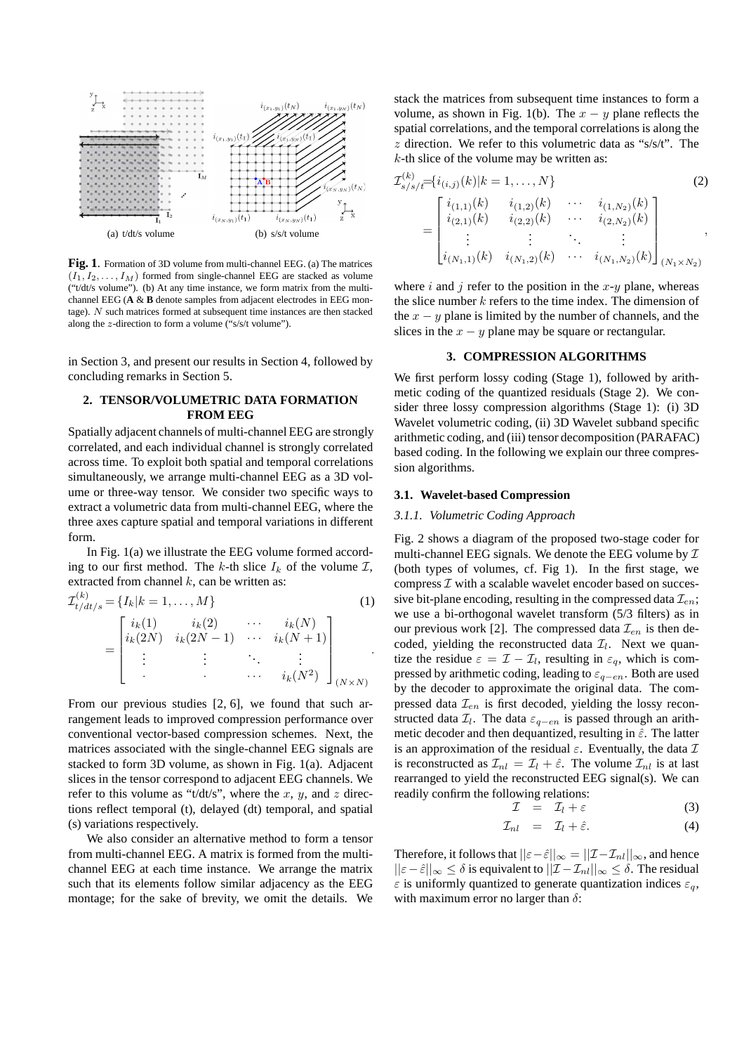(a) t/dt/s volume (b) s/s/t volume

**Fig. 1**. Formation of 3D volume from multi-channel EEG. (a) The matrices $(I_1, I_2, \ldots, I_M)$ formed from single-channel EEG are stacked as volume ("t/dt/s volume"). (b) At any time instance, we form matrix from the multi-channel EEG (**A** & **B** denote samples from adjacent electrodes in EEG montage). $N$ such matrices formed at subsequent time instances are then stacked along the $z$-direction to form a volume ("s/s/t volume").

in Section 3, and present our results in Section 4, followed by concluding remarks in Section 5.

## 2. TENSOR/VOLUMETRIC DATA FORMATION FROM EEG

Spatially adjacent channels of multi-channel EEG are strongly correlated, and each individual channel is strongly correlated across time. To exploit both spatial and temporal correlations simultaneously, we arrange multi-channel EEG as a 3D volume or three-way tensor. We consider two specific ways to extract a volumetric data from multi-channel EEG, where the three axes capture spatial and temporal variations in different form.

In Fig. 1(a) we illustrate the EEG volume formed according to our first method. The $k$-th slice $I_k$ of the volume $\mathcal{I}$, extracted from channel $k$, can be written as:

$$\mathcal{I}^{(k)}_{t/dt/s} = \{I_k | k = 1, \ldots, M\} \tag{1}$$
$$= \begin{bmatrix} i_k(1) & i_k(2) & \cdots & i_k(N) \\ i_k(2N) & i_k(2N-1) & \cdots & i_k(N+1) \\ \vdots & \vdots & \ddots & \vdots \\ \cdot & \cdot & \cdots & i_k(N^2) \end{bmatrix}_{(N\times N)}.$$

From our previous studies [2, 6], we found that such arrangement leads to improved compression performance over conventional vector-based compression schemes. Next, the matrices associated with the single-channel EEG signals are stacked to form 3D volume, as shown in Fig. 1(a). Adjacent slices in the tensor correspond to adjacent EEG channels. We refer to this volume as "t/dt/s", where the $x$, $y$, and $z$ directions reflect temporal (t), delayed (dt) temporal, and spatial (s) variations respectively.

We also consider an alternative method to form a tensor from multi-channel EEG. A matrix is formed from the multi-channel EEG at each time instance. We arrange the matrix such that its elements follow similar adjacency as the EEG montage; for the sake of brevity, we omit the details. We stack the matrices from subsequent time instances to form a volume, as shown in Fig. 1(b). The $x-y$ plane reflects the spatial correlations, and the temporal correlations is along the $z$ direction. We refer to this volumetric data as "s/s/t". The $k$-th slice of the volume may be written as:

$$\mathcal{I}^{(k)}_{s/s/t} = \{i_{(i,j)}(k) | k = 1, \ldots, N\} \tag{2}$$
$$= \begin{bmatrix} i_{(1,1)}(k) & i_{(1,2)}(k) & \cdots & i_{(1,N_2)}(k) \\ i_{(2,1)}(k) & i_{(2,2)}(k) & \cdots & i_{(2,N_2)}(k) \\ \vdots & \vdots & \ddots & \vdots \\ i_{(N_1,1)}(k) & i_{(N_1,2)}(k) & \cdots & i_{(N_1,N_2)}(k) \end{bmatrix}_{(N_1\times N_2)},$$

where $i$ and $j$ refer to the position in the $x$-$y$ plane, whereas the slice number $k$ refers to the time index. The dimension of the $x-y$ plane is limited by the number of channels, and the slices in the $x-y$ plane may be square or rectangular.

## 3. COMPRESSION ALGORITHMS

We first perform lossy coding (Stage 1), followed by arithmetic coding of the quantized residuals (Stage 2). We consider three lossy compression algorithms (Stage 1): (i) 3D Wavelet volumetric coding, (ii) 3D Wavelet subband specific arithmetic coding, and (iii) tensor decomposition (PARAFAC) based coding. In the following we explain our three compression algorithms.

### 3.1. Wavelet-based Compression

#### *3.1.1. Volumetric Coding Approach*

Fig. 2 shows a diagram of the proposed two-stage coder for multi-channel EEG signals. We denote the EEG volume by $\mathcal{I}$ (both types of volumes, cf. Fig 1). In the first stage, we compress $\mathcal{I}$ with a scalable wavelet encoder based on successive bit-plane encoding, resulting in the compressed data $\mathcal{I}_{en}$; we use a bi-orthogonal wavelet transform (5/3 filters) as in our previous work [2]. The compressed data $\mathcal{I}_{en}$ is then decoded, yielding the reconstructed data $\mathcal{I}_l$. Next we quantize the residue $\varepsilon = \mathcal{I} - \mathcal{I}_l$, resulting in $\varepsilon_q$, which is compressed by arithmetic coding, leading to $\varepsilon_{q-en}$. Both are used by the decoder to approximate the original data. The compressed data $\mathcal{I}_{en}$ is first decoded, yielding the lossy reconstructed data $\mathcal{I}_l$. The data $\varepsilon_{q-en}$ is passed through an arithmetic decoder and then dequantized, resulting in $\hat{\varepsilon}$. The latter is an approximation of the residual $\varepsilon$. Eventually, the data $\mathcal{I}$ is reconstructed as $\mathcal{I}_{nl} = \mathcal{I}_l + \hat{\varepsilon}$. The volume $\mathcal{I}_{nl}$ is at last rearranged to yield the reconstructed EEG signal(s). We can readily confirm the following relations:

$$\mathcal{I} = \mathcal{I}_l + \varepsilon \tag{3}$$
$$\mathcal{I}_{nl} = \mathcal{I}_l + \hat{\varepsilon}. \tag{4}$$

Therefore, it follows that $||\varepsilon - \hat{\varepsilon}||_\infty = ||\mathcal{I} - \mathcal{I}_{nl}||_\infty$, and hence $||\varepsilon - \hat{\varepsilon}||_\infty \le \delta$ is equivalent to $||\mathcal{I} - \mathcal{I}_{nl}||_\infty \le \delta$. The residual $\varepsilon$ is uniformly quantized to generate quantization indices $\varepsilon_q$, with maximum error no larger than $\delta$: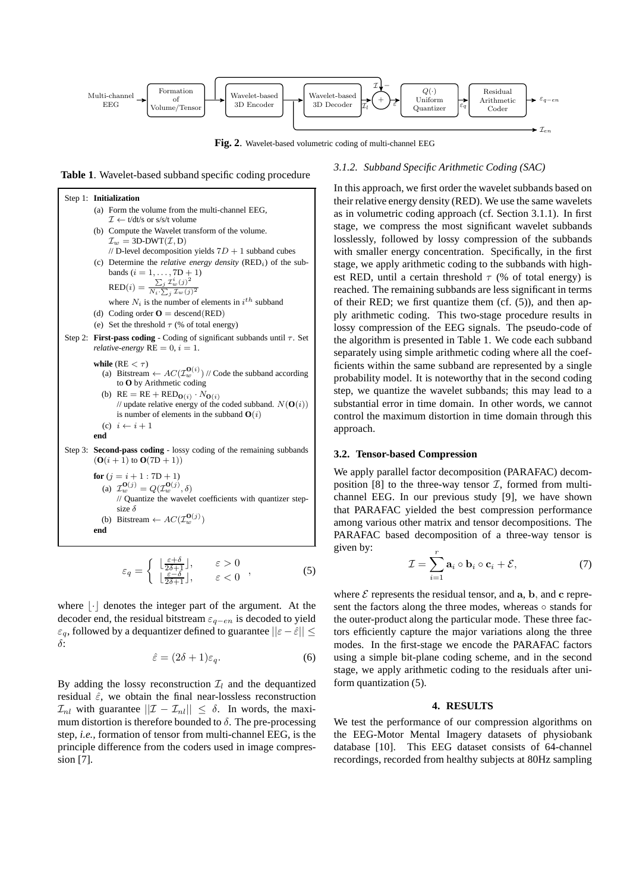Fig. 2. Wavelet-based volumetric coding of multi-channel EEG

**Table 1**. Wavelet-based subband specific coding procedure

Step 1: **Initialization**

- (a) Form the volume from the multi-channel EEG, $\mathcal{I} \leftarrow$ t/dt/s or s/s/t volume
- (b) Compute the Wavelet transform of the volume. $\mathcal{I}_w = \text{3D-DWT}(\mathcal{I}, \text{D})$
  // D-level decomposition yields $7D + 1$ subband cubes
- (c) Determine the *relative energy density* ($\text{RED}_i$) of the subbands ($i = 1, \ldots, 7\text{D}+1$)
  $\text{RED}(i) = \frac{\sum_j \mathcal{I}_w^i(j)^2}{N_i \cdot \sum_j \mathcal{I}_w(j)^2}$
  where $N_i$ is the number of elements in $i^{th}$ subband
- (d) Coding order $\mathbf{O} = \text{descend}(\text{RED})$
- (e) Set the threshold $\tau$ (% of total energy)

Step 2: **First-pass coding** - Coding of significant subbands until $\tau$. Set *relative-energy* $\text{RE} = 0$, $i = 1$.

**while** ($\text{RE} < \tau$)
- (a) Bitstream $\leftarrow AC(\mathcal{I}_w^{\mathbf{O}(i)})$ // Code the subband according to **O** by Arithmetic coding
- (b) $\text{RE} = \text{RE} + \text{RED}_{\mathbf{O}(i)} \cdot N_{\mathbf{O}(i)}$
  // update relative energy of the coded subband. $N(\mathbf{O}(i))$ is number of elements in the subband $\mathbf{O}(i)$
- (c) $i \leftarrow i + 1$

**end**

Step 3: **Second-pass coding** - lossy coding of the remaining subbands ($\mathbf{O}(i+1)$ to $\mathbf{O}(7\text{D}+1)$)

**for** ($j = i + 1 : 7\text{D} + 1$)
- (a) $\mathcal{I}_w^{\mathbf{O}(j)} = Q(\mathcal{I}_w^{\mathbf{O}(j)}, \delta)$
  // Quantize the wavelet coefficients with quantizer step-size $\delta$
- (b) Bitstream $\leftarrow AC(\mathcal{I}_w^{\mathbf{O}(j)})$

**end**

$$\varepsilon_q = \begin{cases} \lfloor \frac{\varepsilon+\delta}{2\delta+1} \rfloor, & \varepsilon > 0 \\ \lfloor \frac{\varepsilon-\delta}{2\delta+1} \rfloor, & \varepsilon < 0 \end{cases}, \tag{5}$$

where $\lfloor \cdot \rfloor$ denotes the integer part of the argument. At the decoder end, the residual bitstream $\varepsilon_{q-en}$ is decoded to yield $\varepsilon_q$, followed by a dequantizer defined to guarantee $||\varepsilon - \hat{\varepsilon}|| \leq \delta$:

$$\hat{\varepsilon} = (2\delta + 1)\varepsilon_q. \tag{6}$$

By adding the lossy reconstruction $\mathcal{I}_l$ and the dequantized residual $\hat{\varepsilon}$, we obtain the final near-lossless reconstruction $\mathcal{I}_{nl}$ with guarantee $||\mathcal{I} - \mathcal{I}_{nl}|| \leq \delta$. In words, the maximum distortion is therefore bounded to $\delta$. The pre-processing step, *i.e.*, formation of tensor from multi-channel EEG, is the principle difference from the coders used in image compression [7].

### 3.1.2. Subband Specific Arithmetic Coding (SAC)

In this approach, we first order the wavelet subbands based on their relative energy density (RED). We use the same wavelets as in volumetric coding approach (cf. Section 3.1.1). In first stage, we compress the most significant wavelet subbands losslessly, followed by lossy compression of the subbands with smaller energy concentration. Specifically, in the first stage, we apply arithmetic coding to the subbands with highest RED, until a certain threshold $\tau$ (% of total energy) is reached. The remaining subbands are less significant in terms of their RED; we first quantize them (cf. (5)), and then apply arithmetic coding. This two-stage procedure results in lossy compression of the EEG signals. The pseudo-code of the algorithm is presented in Table 1. We code each subband separately using simple arithmetic coding where all the coefficients within the same subband are represented by a single probability model. It is noteworthy that in the second coding step, we quantize the wavelet subbands; this may lead to a substantial error in time domain. In other words, we cannot control the maximum distortion in time domain through this approach.

### 3.2. Tensor-based Compression

We apply parallel factor decomposition (PARAFAC) decomposition [8] to the three-way tensor $\mathcal{I}$, formed from multi-channel EEG. In our previous study [9], we have shown that PARAFAC yielded the best compression performance among various other matrix and tensor decompositions. The PARAFAC based decomposition of a three-way tensor is given by:

$$\mathcal{I} = \sum_{i=1}^{r} \mathbf{a}_i \circ \mathbf{b}_i \circ \mathbf{c}_i + \mathcal{E}, \tag{7}$$

where $\mathcal{E}$ represents the residual tensor, and $\mathbf{a}$, $\mathbf{b}$, and $\mathbf{c}$ represent the factors along the three modes, whereas $\circ$ stands for the outer-product along the particular mode. These three factors efficiently capture the major variations along the three modes. In the first-stage we encode the PARAFAC factors using a simple bit-plane coding scheme, and in the second stage, we apply arithmetic coding to the residuals after uniform quantization (5).

## 4. RESULTS

We test the performance of our compression algorithms on the EEG-Motor Mental Imagery datasets of physiobank database [10]. This EEG dataset consists of 64-channel recordings, recorded from healthy subjects at 80Hz sampling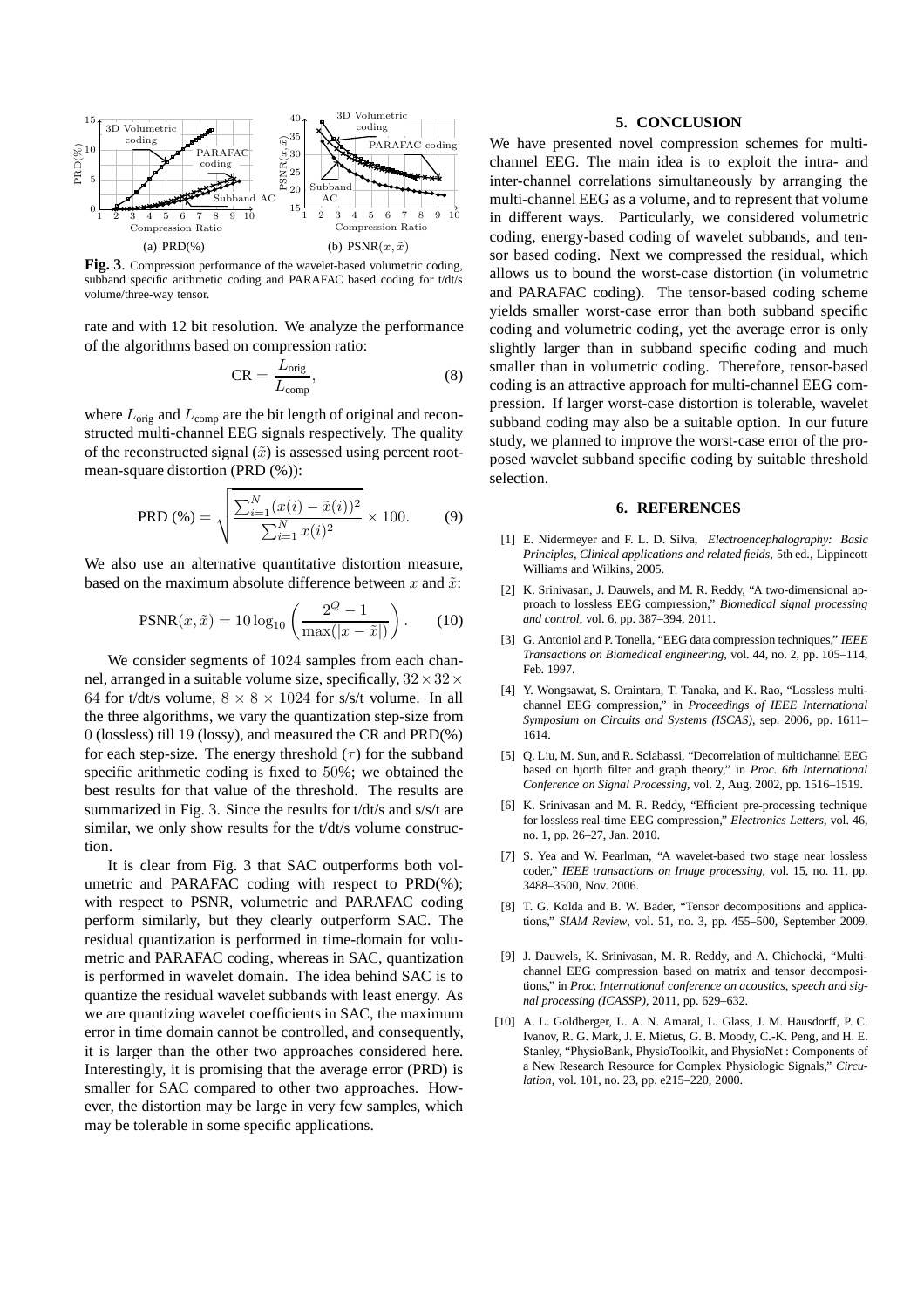(a) PRD(%)

PRD(%)

15
10
5
0

1 2 3 4 5 6 7 8 9 10

Compression Ratio

3D Volumetric coding

PARAFAC coding

Subband AC

(b) PSNR$(x, \tilde{x})$

PSNR$(x, \tilde{x})$

40
35
30
25
20
15

1 2 3 4 5 6 7 8 9 10

Compression Ratio

3D Volumetric coding

PARAFAC coding

Subband AC

**Fig. 3**. Compression performance of the wavelet-based volumetric coding, subband specific arithmetic coding and PARAFAC based coding for t/dt/s volume/three-way tensor.

rate and with 12 bit resolution. We analyze the performance of the algorithms based on compression ratio:

$$\text{CR} = \frac{L_{\text{orig}}}{L_{\text{comp}}}, \tag{8}$$

where $L_{\text{orig}}$ and $L_{\text{comp}}$ are the bit length of original and reconstructed multi-channel EEG signals respectively. The quality of the reconstructed signal ($\tilde{x}$) is assessed using percent root-mean-square distortion (PRD (%)):

$$\text{PRD (\%)} = \sqrt{\frac{\sum_{i=1}^{N}(x(i) - \tilde{x}(i))^2}{\sum_{i=1}^{N} x(i)^2}} \times 100. \tag{9}$$

We also use an alternative quantitative distortion measure, based on the maximum absolute difference between $x$ and $\tilde{x}$:

$$\text{PSNR}(x, \tilde{x}) = 10 \log_{10} \left( \frac{2^Q - 1}{\max(|x - \tilde{x}|)} \right). \tag{10}$$

We consider segments of 1024 samples from each channel, arranged in a suitable volume size, specifically, $32 \times 32 \times 64$ for t/dt/s volume, $8 \times 8 \times 1024$ for s/s/t volume. In all the three algorithms, we vary the quantization step-size from 0 (lossless) till 19 (lossy), and measured the CR and PRD(%) for each step-size. The energy threshold ($\tau$) for the subband specific arithmetic coding is fixed to 50%; we obtained the best results for that value of the threshold. The results are summarized in Fig. 3. Since the results for t/dt/s and s/s/t are similar, we only show results for the t/dt/s volume construction.

It is clear from Fig. 3 that SAC outperforms both volumetric and PARAFAC coding with respect to PRD(%); with respect to PSNR, volumetric and PARAFAC coding perform similarly, but they clearly outperform SAC. The residual quantization is performed in time-domain for volumetric and PARAFAC coding, whereas in SAC, quantization is performed in wavelet domain. The idea behind SAC is to quantize the residual wavelet subbands with least energy. As we are quantizing wavelet coefficients in SAC, the maximum error in time domain cannot be controlled, and consequently, it is larger than the other two approaches considered here. Interestingly, it is promising that the average error (PRD) is smaller for SAC compared to other two approaches. However, the distortion may be large in very few samples, which may be tolerable in some specific applications.

## 5. CONCLUSION

We have presented novel compression schemes for multi-channel EEG. The main idea is to exploit the intra- and inter-channel correlations simultaneously by arranging the multi-channel EEG as a volume, and to represent that volume in different ways. Particularly, we considered volumetric coding, energy-based coding of wavelet subbands, and tensor based coding. Next we compressed the residual, which allows us to bound the worst-case distortion (in volumetric and PARAFAC coding). The tensor-based coding scheme yields smaller worst-case error than both subband specific coding and volumetric coding, yet the average error is only slightly larger than in subband specific coding and much smaller than in volumetric coding. Therefore, tensor-based coding is an attractive approach for multi-channel EEG compression. If larger worst-case distortion is tolerable, wavelet subband coding may also be a suitable option. In our future study, we planned to improve the worst-case error of the proposed wavelet subband specific coding by suitable threshold selection.

## 6. REFERENCES

[1] E. Nidermeyer and F. L. D. Silva, *Electroencephalography: Basic Principles, Clinical applications and related fields*, 5th ed., Lippincott Williams and Wilkins, 2005.

[2] K. Srinivasan, J. Dauwels, and M. R. Reddy, "A two-dimensional approach to lossless EEG compression," *Biomedical signal processing and control*, vol. 6, pp. 387–394, 2011.

[3] G. Antoniol and P. Tonella, "EEG data compression techniques," *IEEE Transactions on Biomedical engineering*, vol. 44, no. 2, pp. 105–114, Feb. 1997.

[4] Y. Wongsawat, S. Oraintara, T. Tanaka, and K. Rao, "Lossless multi-channel EEG compression," in *Proceedings of IEEE International Symposium on Circuits and Systems (ISCAS)*, sep. 2006, pp. 1611–1614.

[5] Q. Liu, M. Sun, and R. Sclabassi, "Decorrelation of multichannel EEG based on hjorth filter and graph theory," in *Proc. 6th International Conference on Signal Processing*, vol. 2, Aug. 2002, pp. 1516–1519.

[6] K. Srinivasan and M. R. Reddy, "Efficient pre-processing technique for lossless real-time EEG compression," *Electronics Letters*, vol. 46, no. 1, pp. 26–27, Jan. 2010.

[7] S. Yea and W. Pearlman, "A wavelet-based two stage near lossless coder," *IEEE transactions on Image processing*, vol. 15, no. 11, pp. 3488–3500, Nov. 2006.

[8] T. G. Kolda and B. W. Bader, "Tensor decompositions and applications," *SIAM Review*, vol. 51, no. 3, pp. 455–500, September 2009.

[9] J. Dauwels, K. Srinivasan, M. R. Reddy, and A. Chichocki, "Multi-channel EEG compression based on matrix and tensor decompositions," in *Proc. International conference on acoustics, speech and signal processing (ICASSP)*, 2011, pp. 629–632.

[10] A. L. Goldberger, L. A. N. Amaral, L. Glass, J. M. Hausdorff, P. C. Ivanov, R. G. Mark, J. E. Mietus, G. B. Moody, C.-K. Peng, and H. E. Stanley, "PhysioBank, PhysioToolkit, and PhysioNet : Components of a New Research Resource for Complex Physiologic Signals," *Circulation*, vol. 101, no. 23, pp. e215–220, 2000.